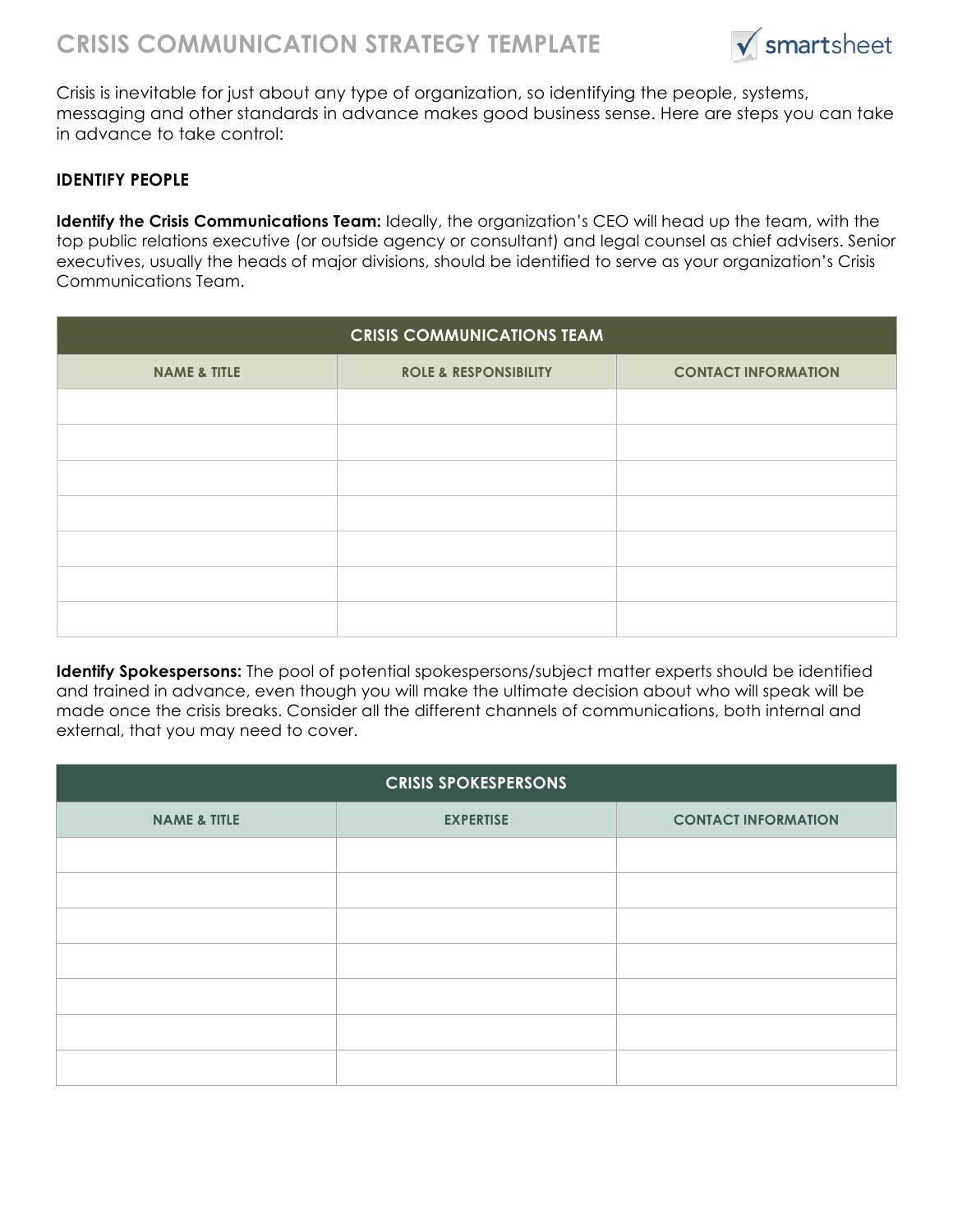# CRISIS COMMUNICATION STRATEGY TEMPLATE

Crisis is inevitable for just about any type of organization, so identifying the people, systems, messaging and other standards in advance makes good business sense. Here are steps you can take in advance to take control:

## IDENTIFY PEOPLE

**Identify the Crisis Communications Team:** Ideally, the organization's CEO will head up the team, with the top public relations executive (or outside agency or consultant) and legal counsel as chief advisers. Senior executives, usually the heads of major divisions, should be identified to serve as your organization's Crisis Communications Team.

| CRISIS COMMUNICATIONS TEAM | | |
|---|---|---|
| NAME & TITLE | ROLE & RESPONSIBILITY | CONTACT INFORMATION |
| | | |
| | | |
| | | |
| | | |
| | | |
| | | |
| | | |

**Identify Spokespersons:** The pool of potential spokespersons/subject matter experts should be identified and trained in advance, even though you will make the ultimate decision about who will speak will be made once the crisis breaks. Consider all the different channels of communications, both internal and external, that you may need to cover.

| CRISIS SPOKESPERSONS | | |
|---|---|---|
| NAME & TITLE | EXPERTISE | CONTACT INFORMATION |
| | | |
| | | |
| | | |
| | | |
| | | |
| | | |
| | | |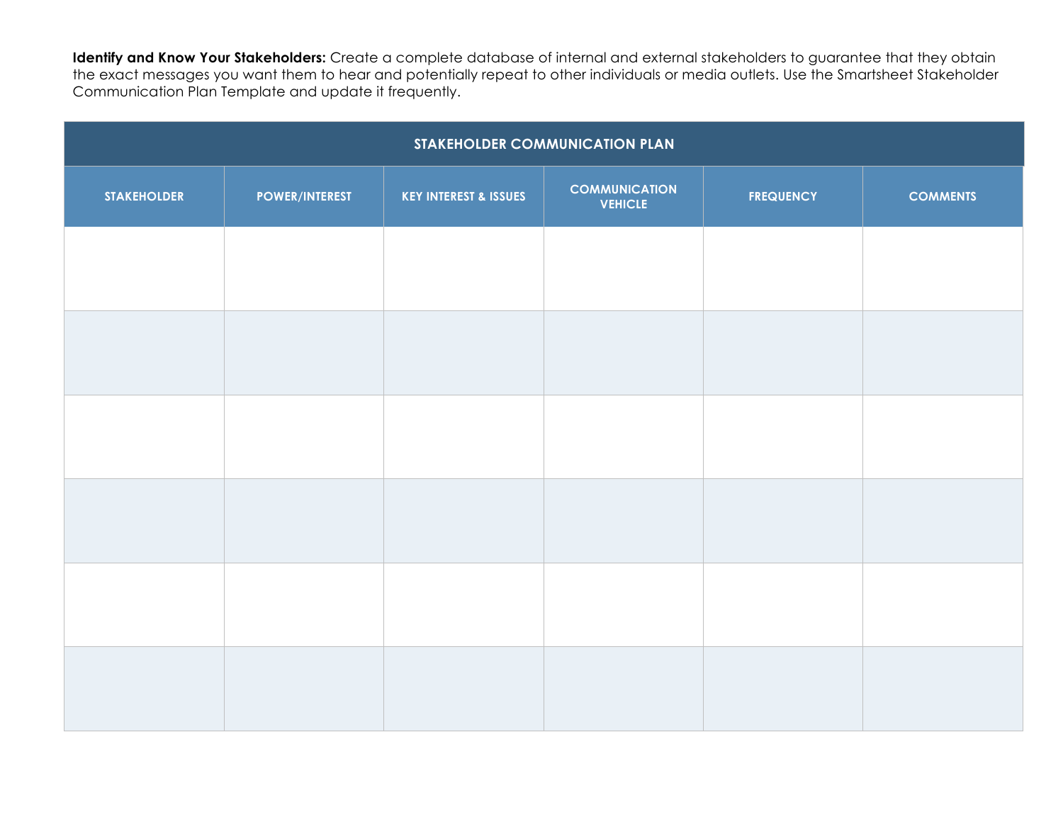**Identify and Know Your Stakeholders:** Create a complete database of internal and external stakeholders to guarantee that they obtain the exact messages you want them to hear and potentially repeat to other individuals or media outlets. Use the Smartsheet Stakeholder Communication Plan Template and update it frequently.

| STAKEHOLDER COMMUNICATION PLAN | | | | | |
|---|---|---|---|---|---|
| STAKEHOLDER | POWER/INTEREST | KEY INTEREST & ISSUES | COMMUNICATION VEHICLE | FREQUENCY | COMMENTS |
| | | | | | |
| | | | | | |
| | | | | | |
| | | | | | |
| | | | | | |
| | | | | | |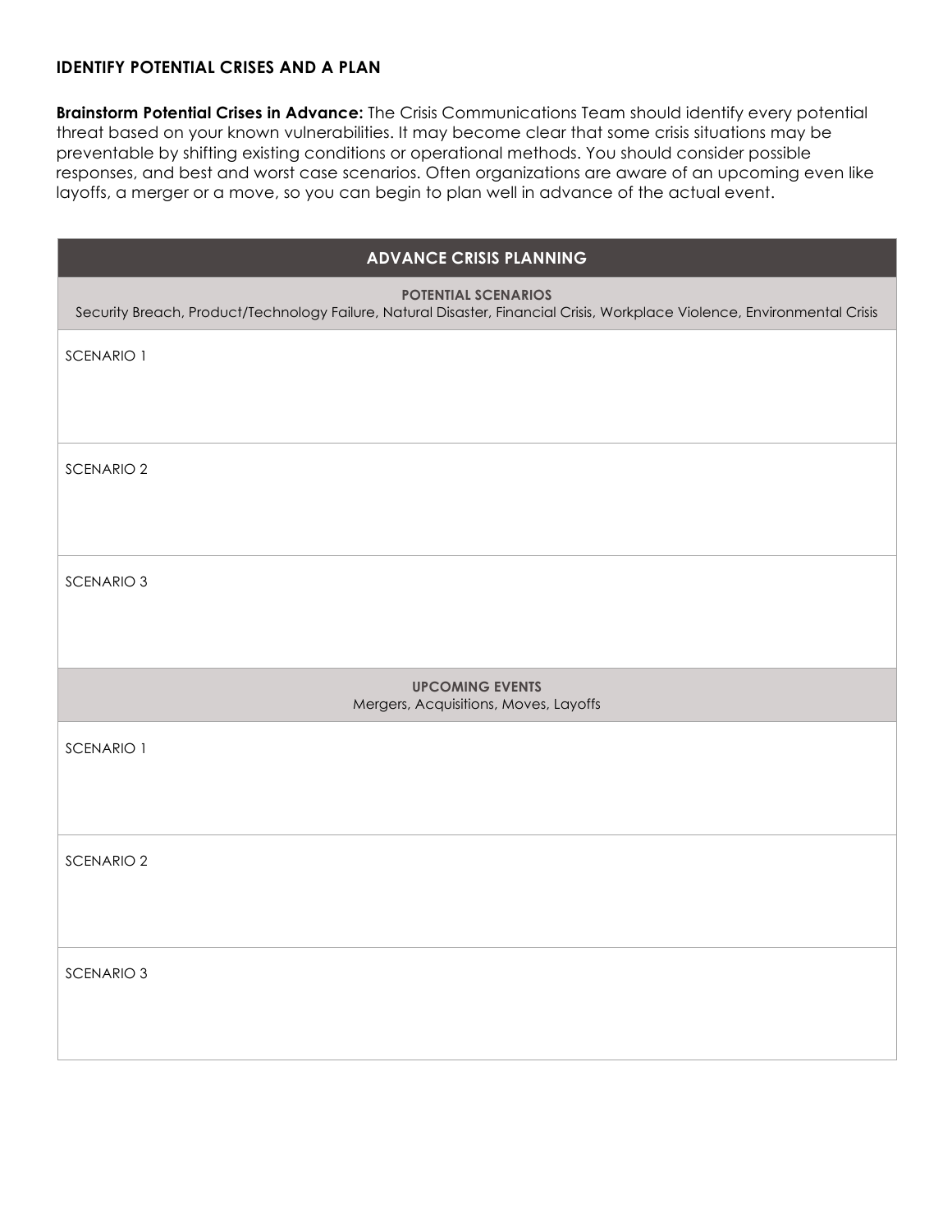## IDENTIFY POTENTIAL CRISES AND A PLAN

**Brainstorm Potential Crises in Advance:** The Crisis Communications Team should identify every potential threat based on your known vulnerabilities. It may become clear that some crisis situations may be preventable by shifting existing conditions or operational methods. You should consider possible responses, and best and worst case scenarios. Often organizations are aware of an upcoming even like layoffs, a merger or a move, so you can begin to plan well in advance of the actual event.

| ADVANCE CRISIS PLANNING |
| --- |
| **POTENTIAL SCENARIOS**<br>Security Breach, Product/Technology Failure, Natural Disaster, Financial Crisis, Workplace Violence, Environmental Crisis |
| SCENARIO 1 |
| SCENARIO 2 |
| SCENARIO 3 |
| **UPCOMING EVENTS**<br>Mergers, Acquisitions, Moves, Layoffs |
| SCENARIO 1 |
| SCENARIO 2 |
| SCENARIO 3 |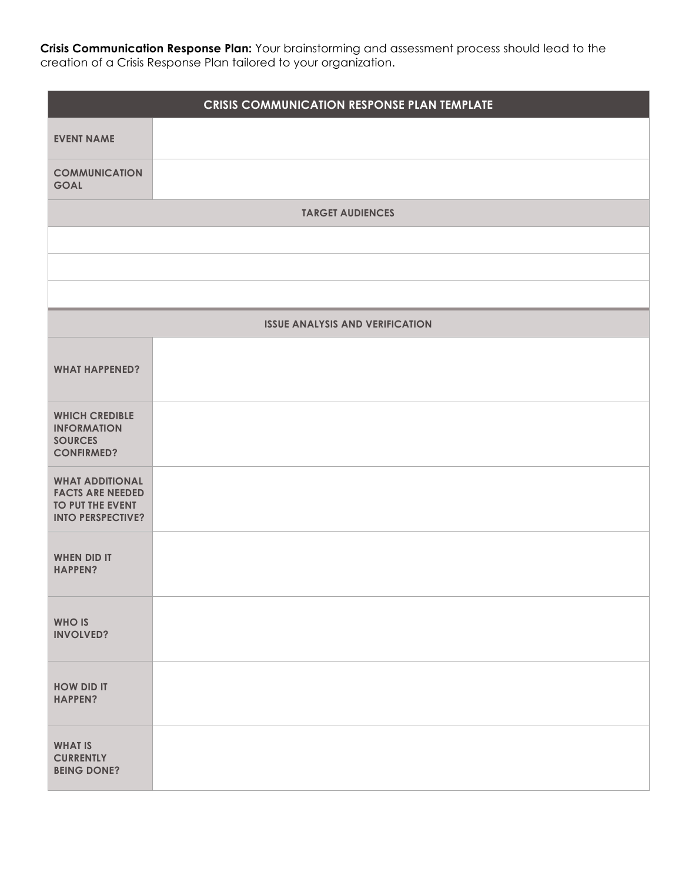**Crisis Communication Response Plan:** Your brainstorming and assessment process should lead to the creation of a Crisis Response Plan tailored to your organization.

| CRISIS COMMUNICATION RESPONSE PLAN TEMPLATE | |
|---|---|
| **EVENT NAME** | |
| **COMMUNICATION GOAL** | |
| **TARGET AUDIENCES** | |
| | |
| | |
| | |
| **ISSUE ANALYSIS AND VERIFICATION** | |
| **WHAT HAPPENED?** | |
| **WHICH CREDIBLE INFORMATION SOURCES CONFIRMED?** | |
| **WHAT ADDITIONAL FACTS ARE NEEDED TO PUT THE EVENT INTO PERSPECTIVE?** | |
| **WHEN DID IT HAPPEN?** | |
| **WHO IS INVOLVED?** | |
| **HOW DID IT HAPPEN?** | |
| **WHAT IS CURRENTLY BEING DONE?** | |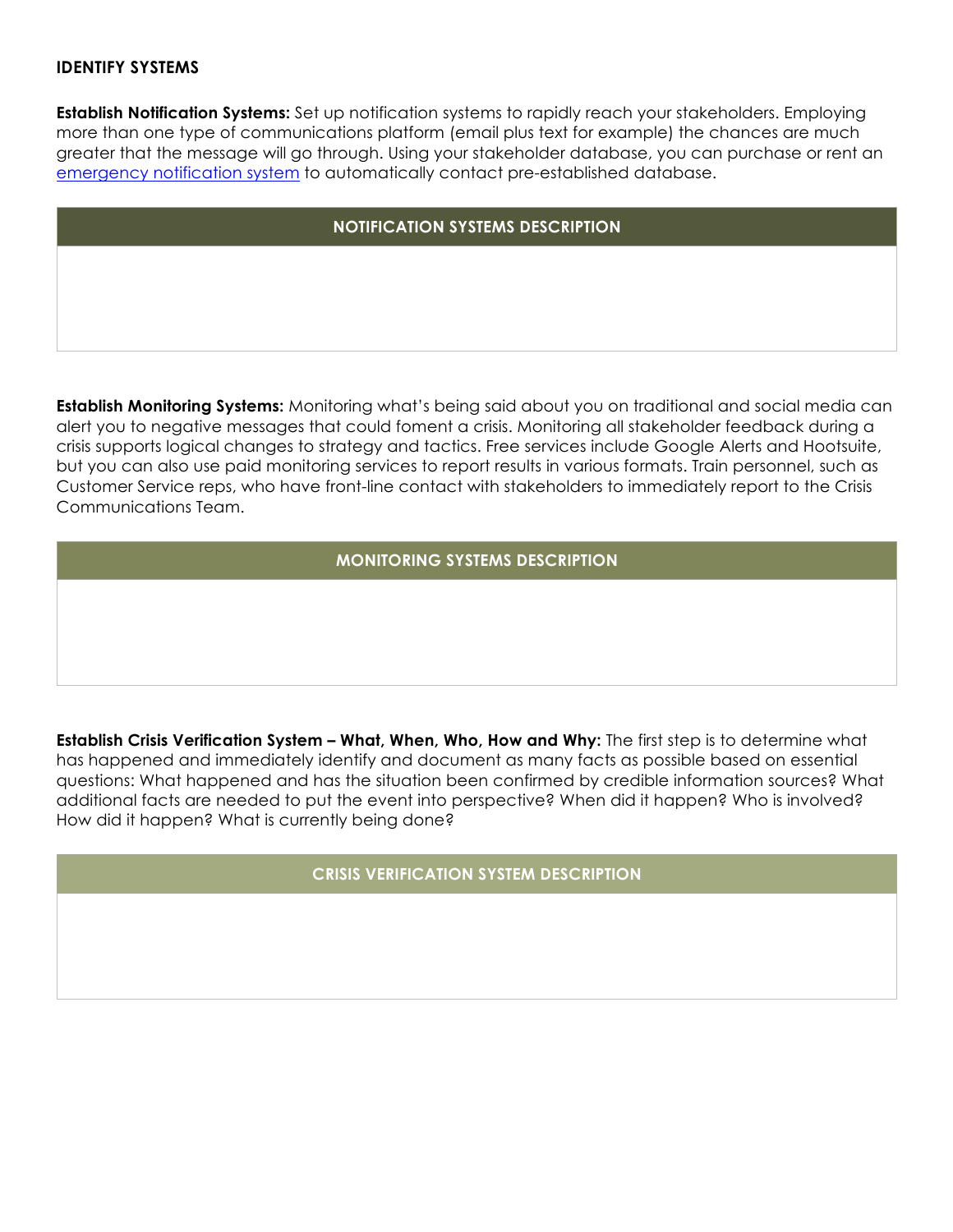## IDENTIFY SYSTEMS

**Establish Notification Systems:** Set up notification systems to rapidly reach your stakeholders. Employing more than one type of communications platform (email plus text for example) the chances are much greater that the message will go through. Using your stakeholder database, you can purchase or rent an emergency notification system to automatically contact pre-established database.

| NOTIFICATION SYSTEMS DESCRIPTION |
| --- |
| |

**Establish Monitoring Systems:** Monitoring what's being said about you on traditional and social media can alert you to negative messages that could foment a crisis. Monitoring all stakeholder feedback during a crisis supports logical changes to strategy and tactics. Free services include Google Alerts and Hootsuite, but you can also use paid monitoring services to report results in various formats. Train personnel, such as Customer Service reps, who have front-line contact with stakeholders to immediately report to the Crisis Communications Team.

| MONITORING SYSTEMS DESCRIPTION |
| --- |
| |

**Establish Crisis Verification System – What, When, Who, How and Why:** The first step is to determine what has happened and immediately identify and document as many facts as possible based on essential questions: What happened and has the situation been confirmed by credible information sources? What additional facts are needed to put the event into perspective? When did it happen? Who is involved? How did it happen? What is currently being done?

| CRISIS VERIFICATION SYSTEM DESCRIPTION |
| --- |
| |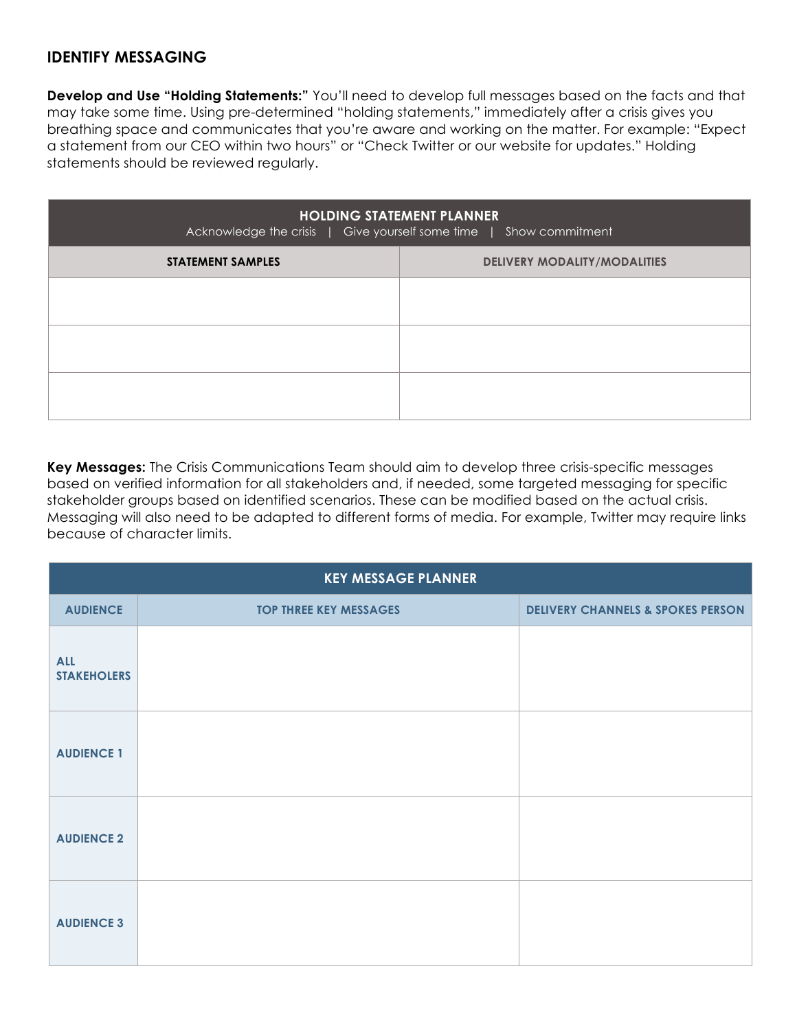## IDENTIFY MESSAGING

**Develop and Use "Holding Statements:"** You'll need to develop full messages based on the facts and that may take some time. Using pre-determined "holding statements," immediately after a crisis gives you breathing space and communicates that you're aware and working on the matter. For example: "Expect a statement from our CEO within two hours" or "Check Twitter or our website for updates." Holding statements should be reviewed regularly.

| HOLDING STATEMENT PLANNER<br>Acknowledge the crisis \| Give yourself some time \| Show commitment | |
|---|---|
| **STATEMENT SAMPLES** | **DELIVERY MODALITY/MODALITIES** |
| | |
| | |
| | |

**Key Messages:** The Crisis Communications Team should aim to develop three crisis-specific messages based on verified information for all stakeholders and, if needed, some targeted messaging for specific stakeholder groups based on identified scenarios. These can be modified based on the actual crisis. Messaging will also need to be adapted to different forms of media. For example, Twitter may require links because of character limits.

| KEY MESSAGE PLANNER | | |
|---|---|---|
| **AUDIENCE** | **TOP THREE KEY MESSAGES** | **DELIVERY CHANNELS & SPOKES PERSON** |
| **ALL STAKEHOLERS** | | |
| **AUDIENCE 1** | | |
| **AUDIENCE 2** | | |
| **AUDIENCE 3** | | |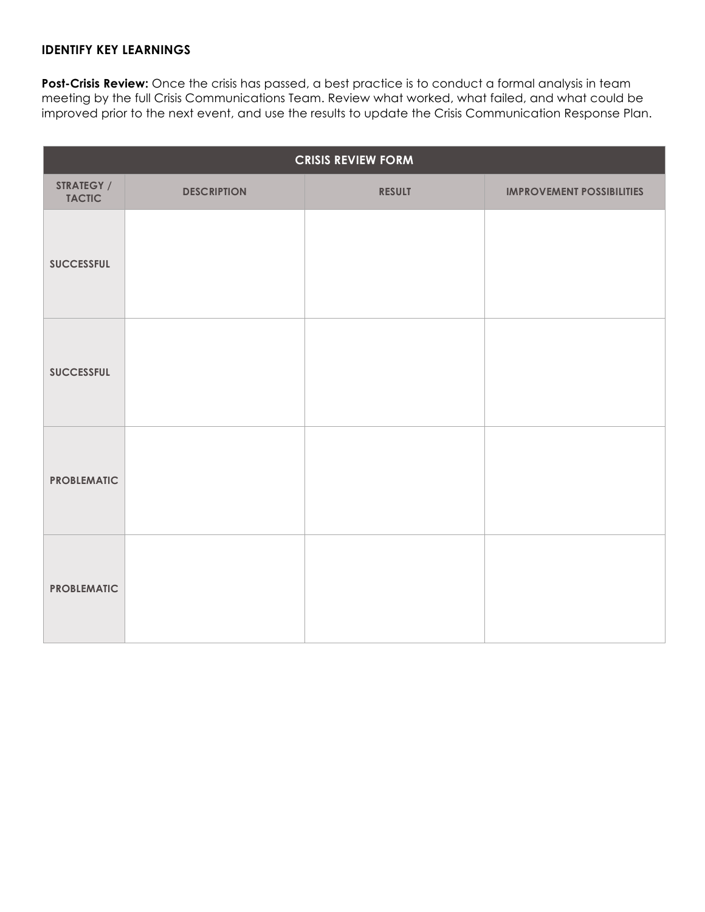## IDENTIFY KEY LEARNINGS

**Post-Crisis Review:** Once the crisis has passed, a best practice is to conduct a formal analysis in team meeting by the full Crisis Communications Team. Review what worked, what failed, and what could be improved prior to the next event, and use the results to update the Crisis Communication Response Plan.

| CRISIS REVIEW FORM | | | |
|---|---|---|---|
| STRATEGY / TACTIC | DESCRIPTION | RESULT | IMPROVEMENT POSSIBILITIES |
| SUCCESSFUL | | | |
| SUCCESSFUL | | | |
| PROBLEMATIC | | | |
| PROBLEMATIC | | | |